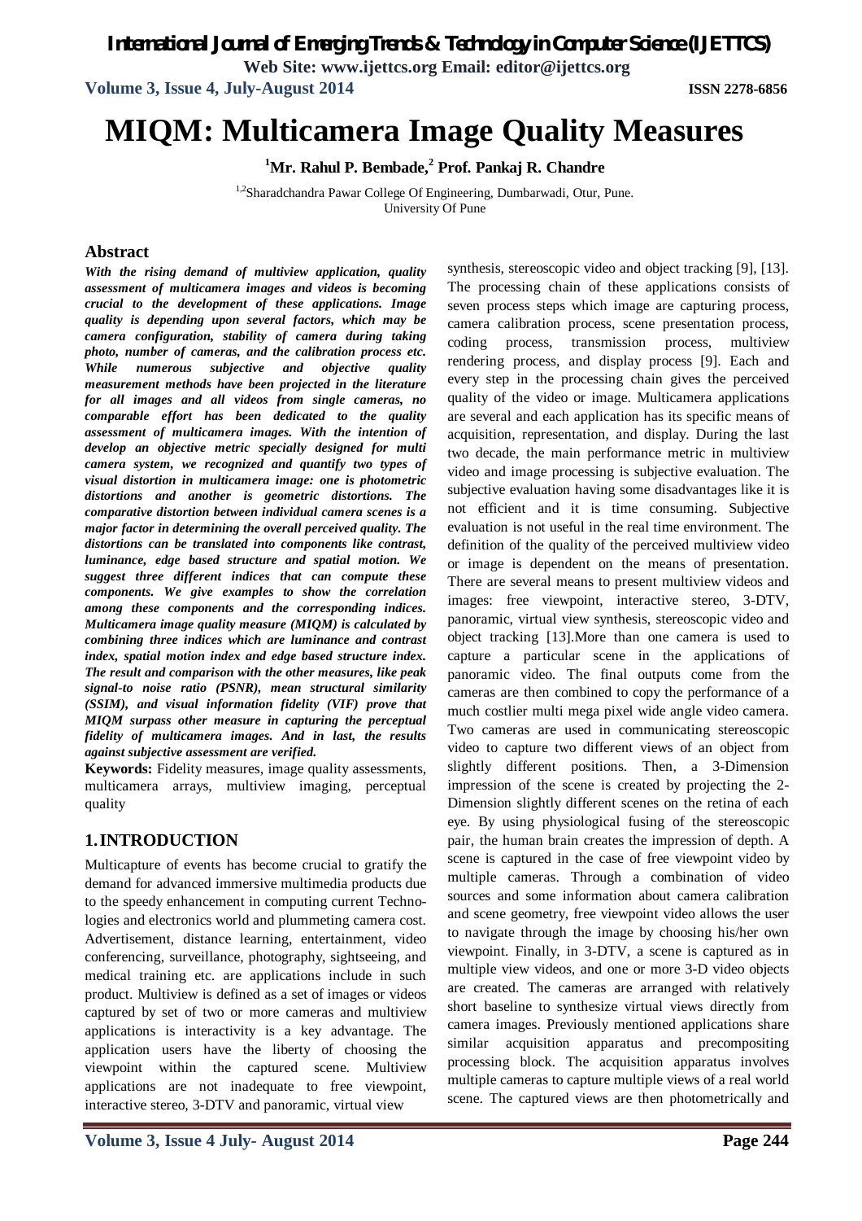# MIQM: Multicamera Image Quality Measures

**[1]Mr. Rahul P. Bembade,[2] Prof. Pankaj R. Chandre**

[1,2]Sharadchandra Pawar College Of Engineering, Dumbarwadi, Otur, Pune.
University Of Pune

## Abstract

***With the rising demand of multiview application, quality assessment of multicamera images and videos is becoming crucial to the development of these applications. Image quality is depending upon several factors, which may be camera configuration, stability of camera during taking photo, number of cameras, and the calibration process etc. While numerous subjective and objective quality measurement methods have been projected in the literature for all images and all videos from single cameras, no comparable effort has been dedicated to the quality assessment of multicamera images. With the intention of develop an objective metric specially designed for multi camera system, we recognized and quantify two types of visual distortion in multicamera image: one is photometric distortions and another is geometric distortions. The comparative distortion between individual camera scenes is a major factor in determining the overall perceived quality. The distortions can be translated into components like contrast, luminance, edge based structure and spatial motion. We suggest three different indices that can compute these components. We give examples to show the correlation among these components and the corresponding indices. Multicamera image quality measure (MIQM) is calculated by combining three indices which are luminance and contrast index, spatial motion index and edge based structure index. The result and comparison with the other measures, like peak signal-to noise ratio (PSNR), mean structural similarity (SSIM), and visual information fidelity (VIF) prove that MIQM surpass other measure in capturing the perceptual fidelity of multicamera images. And in last, the results against subjective assessment are verified.***

**Keywords:** Fidelity measures, image quality assessments, multicamera arrays, multiview imaging, perceptual quality

## 1. INTRODUCTION

Multicapture of events has become crucial to gratify the demand for advanced immersive multimedia products due to the speedy enhancement in computing current Technologies and electronics world and plummeting camera cost. Advertisement, distance learning, entertainment, video conferencing, surveillance, photography, sightseeing, and medical training etc. are applications include in such product. Multiview is defined as a set of images or videos captured by set of two or more cameras and multiview applications is interactivity is a key advantage. The application users have the liberty of choosing the viewpoint within the captured scene. Multiview applications are not inadequate to free viewpoint, interactive stereo, 3-DTV and panoramic, virtual view synthesis, stereoscopic video and object tracking [9], [13]. The processing chain of these applications consists of seven process steps which image are capturing process, camera calibration process, scene presentation process, coding process, transmission process, multiview rendering process, and display process [9]. Each and every step in the processing chain gives the perceived quality of the video or image. Multicamera applications are several and each application has its specific means of acquisition, representation, and display. During the last two decade, the main performance metric in multiview video and image processing is subjective evaluation. The subjective evaluation having some disadvantages like it is not efficient and it is time consuming. Subjective evaluation is not useful in the real time environment. The definition of the quality of the perceived multiview video or image is dependent on the means of presentation. There are several means to present multiview videos and images: free viewpoint, interactive stereo, 3-DTV, panoramic, virtual view synthesis, stereoscopic video and object tracking [13].More than one camera is used to capture a particular scene in the applications of panoramic video. The final outputs come from the cameras are then combined to copy the performance of a much costlier multi mega pixel wide angle video camera. Two cameras are used in communicating stereoscopic video to capture two different views of an object from slightly different positions. Then, a 3-Dimension impression of the scene is created by projecting the 2-Dimension slightly different scenes on the retina of each eye. By using physiological fusing of the stereoscopic pair, the human brain creates the impression of depth. A scene is captured in the case of free viewpoint video by multiple cameras. Through a combination of video sources and some information about camera calibration and scene geometry, free viewpoint video allows the user to navigate through the image by choosing his/her own viewpoint. Finally, in 3-DTV, a scene is captured as in multiple view videos, and one or more 3-D video objects are created. The cameras are arranged with relatively short baseline to synthesize virtual views directly from camera images. Previously mentioned applications share similar acquisition apparatus and precompositing processing block. The acquisition apparatus involves multiple cameras to capture multiple views of a real world scene. The captured views are then photometrically and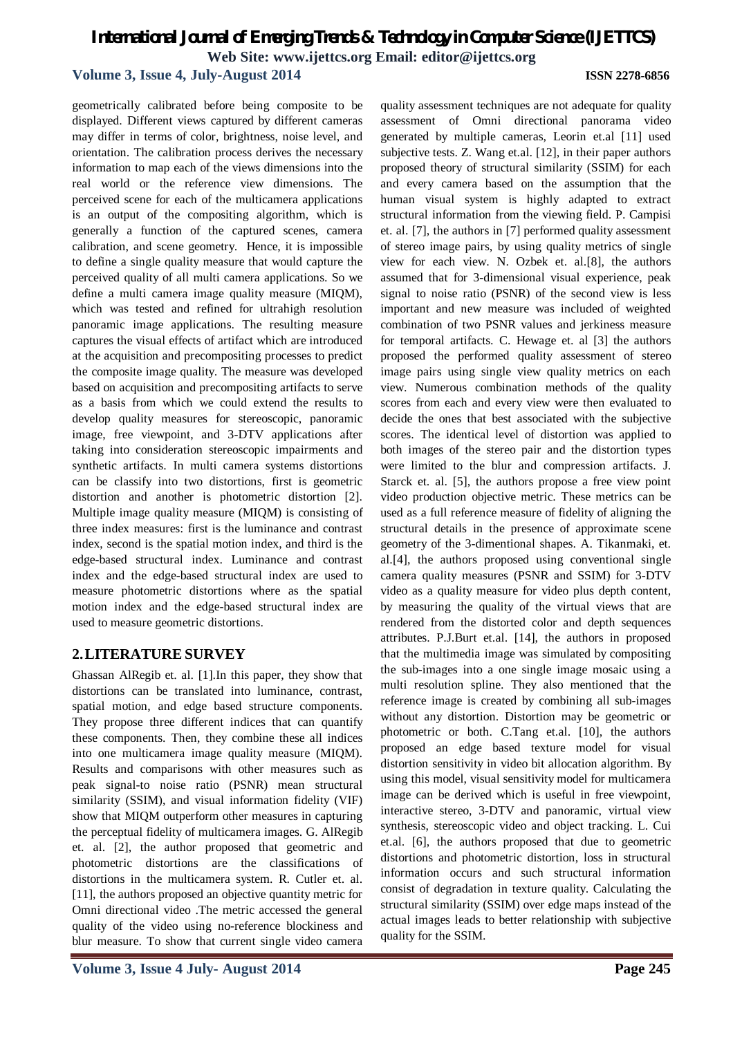geometrically calibrated before being composite to be displayed. Different views captured by different cameras may differ in terms of color, brightness, noise level, and orientation. The calibration process derives the necessary information to map each of the views dimensions into the real world or the reference view dimensions. The perceived scene for each of the multicamera applications is an output of the compositing algorithm, which is generally a function of the captured scenes, camera calibration, and scene geometry. Hence, it is impossible to define a single quality measure that would capture the perceived quality of all multi camera applications. So we define a multi camera image quality measure (MIQM), which was tested and refined for ultrahigh resolution panoramic image applications. The resulting measure captures the visual effects of artifact which are introduced at the acquisition and precompositing processes to predict the composite image quality. The measure was developed based on acquisition and precompositing artifacts to serve as a basis from which we could extend the results to develop quality measures for stereoscopic, panoramic image, free viewpoint, and 3-DTV applications after taking into consideration stereoscopic impairments and synthetic artifacts. In multi camera systems distortions can be classify into two distortions, first is geometric distortion and another is photometric distortion [2]. Multiple image quality measure (MIQM) is consisting of three index measures: first is the luminance and contrast index, second is the spatial motion index, and third is the edge-based structural index. Luminance and contrast index and the edge-based structural index are used to measure photometric distortions where as the spatial motion index and the edge-based structural index are used to measure geometric distortions.

## 2. LITERATURE SURVEY

Ghassan AlRegib et. al. [1].In this paper, they show that distortions can be translated into luminance, contrast, spatial motion, and edge based structure components. They propose three different indices that can quantify these components. Then, they combine these all indices into one multicamera image quality measure (MIQM). Results and comparisons with other measures such as peak signal-to noise ratio (PSNR) mean structural similarity (SSIM), and visual information fidelity (VIF) show that MIQM outperform other measures in capturing the perceptual fidelity of multicamera images. G. AlRegib et. al. [2], the author proposed that geometric and photometric distortions are the classifications of distortions in the multicamera system. R. Cutler et. al. [11], the authors proposed an objective quantity metric for Omni directional video .The metric accessed the general quality of the video using no-reference blockiness and blur measure. To show that current single video camera quality assessment techniques are not adequate for quality assessment of Omni directional panorama video generated by multiple cameras, Leorin et.al [11] used subjective tests. Z. Wang et.al. [12], in their paper authors proposed theory of structural similarity (SSIM) for each and every camera based on the assumption that the human visual system is highly adapted to extract structural information from the viewing field. P. Campisi et. al. [7], the authors in [7] performed quality assessment of stereo image pairs, by using quality metrics of single view for each view. N. Ozbek et. al.[8], the authors assumed that for 3-dimensional visual experience, peak signal to noise ratio (PSNR) of the second view is less important and new measure was included of weighted combination of two PSNR values and jerkiness measure for temporal artifacts. C. Hewage et. al [3] the authors proposed the performed quality assessment of stereo image pairs using single view quality metrics on each view. Numerous combination methods of the quality scores from each and every view were then evaluated to decide the ones that best associated with the subjective scores. The identical level of distortion was applied to both images of the stereo pair and the distortion types were limited to the blur and compression artifacts. J. Starck et. al. [5], the authors propose a free view point video production objective metric. These metrics can be used as a full reference measure of fidelity of aligning the structural details in the presence of approximate scene geometry of the 3-dimentional shapes. A. Tikanmaki, et. al.[4], the authors proposed using conventional single camera quality measures (PSNR and SSIM) for 3-DTV video as a quality measure for video plus depth content, by measuring the quality of the virtual views that are rendered from the distorted color and depth sequences attributes. P.J.Burt et.al. [14], the authors in proposed that the multimedia image was simulated by compositing the sub-images into a one single image mosaic using a multi resolution spline. They also mentioned that the reference image is created by combining all sub-images without any distortion. Distortion may be geometric or photometric or both. C.Tang et.al. [10], the authors proposed an edge based texture model for visual distortion sensitivity in video bit allocation algorithm. By using this model, visual sensitivity model for multicamera image can be derived which is useful in free viewpoint, interactive stereo, 3-DTV and panoramic, virtual view synthesis, stereoscopic video and object tracking. L. Cui et.al. [6], the authors proposed that due to geometric distortions and photometric distortion, loss in structural information occurs and such structural information consist of degradation in texture quality. Calculating the structural similarity (SSIM) over edge maps instead of the actual images leads to better relationship with subjective quality for the SSIM.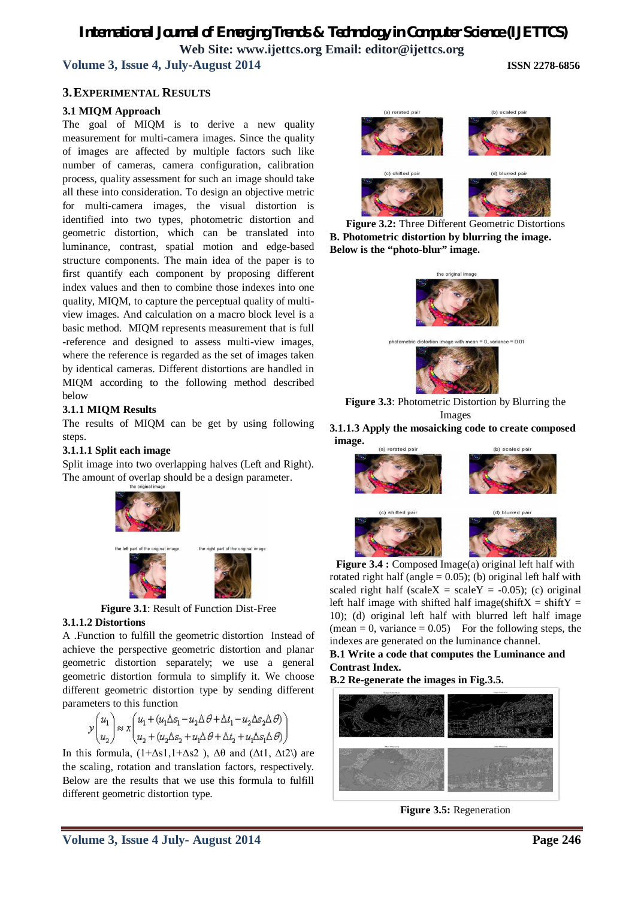## 3. EXPERIMENTAL RESULTS

### 3.1 MIQM Approach

The goal of MIQM is to derive a new quality measurement for multi-camera images. Since the quality of images are affected by multiple factors such like number of cameras, camera configuration, calibration process, quality assessment for such an image should take all these into consideration. To design an objective metric for multi-camera images, the visual distortion is identified into two types, photometric distortion and geometric distortion, which can be translated into luminance, contrast, spatial motion and edge-based structure components. The main idea of the paper is to first quantify each component by proposing different index values and then to combine those indexes into one quality, MIQM, to capture the perceptual quality of multi-view images. And calculation on a macro block level is a basic method. MIQM represents measurement that is full -reference and designed to assess multi-view images, where the reference is regarded as the set of images taken by identical cameras. Different distortions are handled in MIQM according to the following method described below

#### 3.1.1 MIQM Results

The results of MIQM can be get by using following steps.

#### 3.1.1.1 Split each image

Split image into two overlapping halves (Left and Right). The amount of overlap should be a design parameter.

**Figure 3.1**: Result of Function Dist-Free

#### 3.1.1.2 Distortions

A .Function to fulfill the geometric distortion Instead of achieve the perspective geometric distortion and planar geometric distortion separately; we use a general geometric distortion formula to simplify it. We choose different geometric distortion type by sending different parameters to this function

$$y\begin{pmatrix} u_1 \\ u_2 \end{pmatrix} \approx x\begin{pmatrix} u_1 + (u_1\Delta s_1 - u_2\Delta\theta + \Delta t_1 - u_2\Delta s_2\Delta\theta) \\ u_2 + (u_2\Delta s_2 + u_1\Delta\theta + \Delta t_2 + u_1\Delta s_1\Delta\theta) \end{pmatrix}$$

In this formula, ($1+\Delta s1, 1+\Delta s2$ ), $\Delta\theta$ and ($\Delta t1$, $\Delta t2$\) are the scaling, rotation and translation factors, respectively. Below are the results that we use this formula to fulfill different geometric distortion type.

**Figure 3.2:** Three Different Geometric Distortions

**B. Photometric distortion by blurring the image. Below is the "photo-blur" image.**

**Figure 3.3**: Photometric Distortion by Blurring the Images

#### 3.1.1.3 Apply the mosaicking code to create composed image.

**Figure 3.4 :** Composed Image(a) original left half with rotated right half (angle = 0.05); (b) original left half with scaled right half (scaleX = scaleY = -0.05); (c) original left half image with shifted half image(shiftX = shiftY = 10); (d) original left half with blurred left half image (mean = 0, variance = 0.05) For the following steps, the indexes are generated on the luminance channel.

**B.1 Write a code that computes the Luminance and Contrast Index.**

**B.2 Re-generate the images in Fig.3.5.**

**Figure 3.5:** Regeneration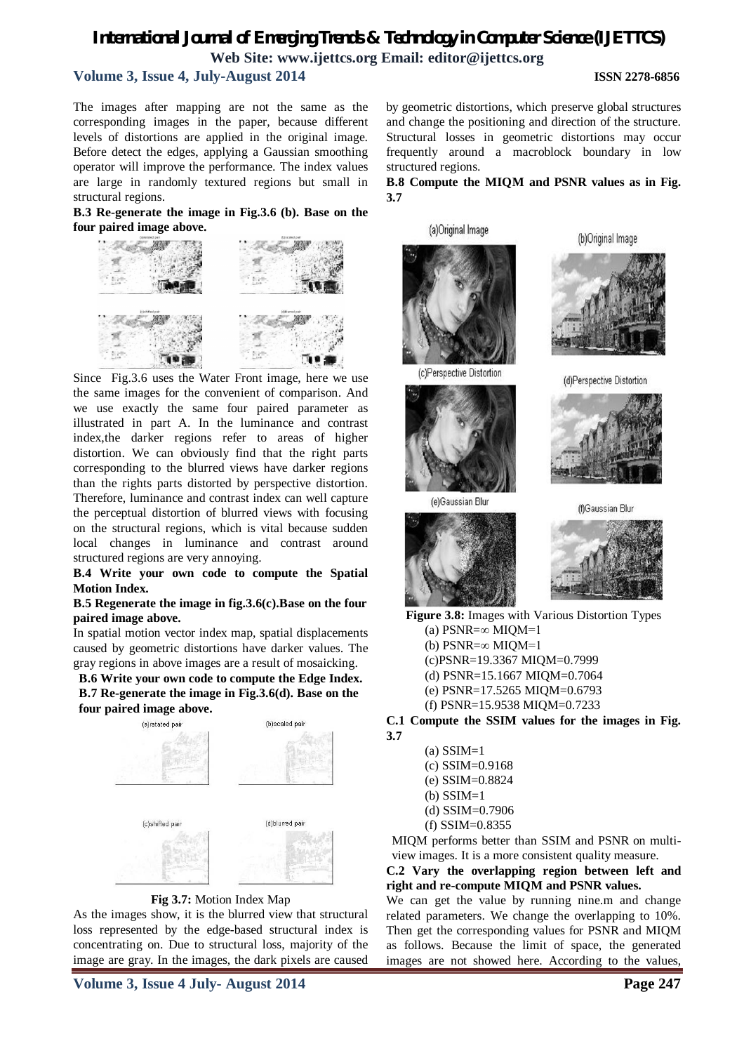The images after mapping are not the same as the corresponding images in the paper, because different levels of distortions are applied in the original image. Before detect the edges, applying a Gaussian smoothing operator will improve the performance. The index values are large in randomly textured regions but small in structural regions.

**B.3 Re-generate the image in Fig.3.6 (b). Base on the four paired image above.**

Since Fig.3.6 uses the Water Front image, here we use the same images for the convenient of comparison. And we use exactly the same four paired parameter as illustrated in part A. In the luminance and contrast index,the darker regions refer to areas of higher distortion. We can obviously find that the right parts corresponding to the blurred views have darker regions than the rights parts distorted by perspective distortion. Therefore, luminance and contrast index can well capture the perceptual distortion of blurred views with focusing on the structural regions, which is vital because sudden local changes in luminance and contrast around structured regions are very annoying.

**B.4 Write your own code to compute the Spatial Motion Index.**

**B.5 Regenerate the image in fig.3.6(c).Base on the four paired image above.**

In spatial motion vector index map, spatial displacements caused by geometric distortions have darker values. The gray regions in above images are a result of mosaicking.

**B.6 Write your own code to compute the Edge Index.**

**B.7 Re-generate the image in Fig.3.6(d). Base on the four paired image above.**

**Fig 3.7:** Motion Index Map

As the images show, it is the blurred view that structural loss represented by the edge-based structural index is concentrating on. Due to structural loss, majority of the image are gray. In the images, the dark pixels are caused by geometric distortions, which preserve global structures and change the positioning and direction of the structure. Structural losses in geometric distortions may occur frequently around a macroblock boundary in low structured regions.

**B.8 Compute the MIQM and PSNR values as in Fig. 3.7**

**Figure 3.8:** Images with Various Distortion Types

(a) PSNR=∞ MIQM=1

(b) PSNR=∞ MIQM=1

(c)PSNR=19.3367 MIQM=0.7999

(d) PSNR=15.1667 MIQM=0.7064

(e) PSNR=17.5265 MIQM=0.6793

(f) PSNR=15.9538 MIQM=0.7233

**C.1 Compute the SSIM values for the images in Fig. 3.7**

(a) SSIM=1

(c) SSIM=0.9168

(e) SSIM=0.8824

(b) SSIM=1

(d) SSIM=0.7906

(f) SSIM=0.8355

MIQM performs better than SSIM and PSNR on multi-view images. It is a more consistent quality measure.

**C.2 Vary the overlapping region between left and right and re-compute MIQM and PSNR values.**

We can get the value by running nine.m and change related parameters. We change the overlapping to 10%. Then get the corresponding values for PSNR and MIQM as follows. Because the limit of space, the generated images are not showed here. According to the values,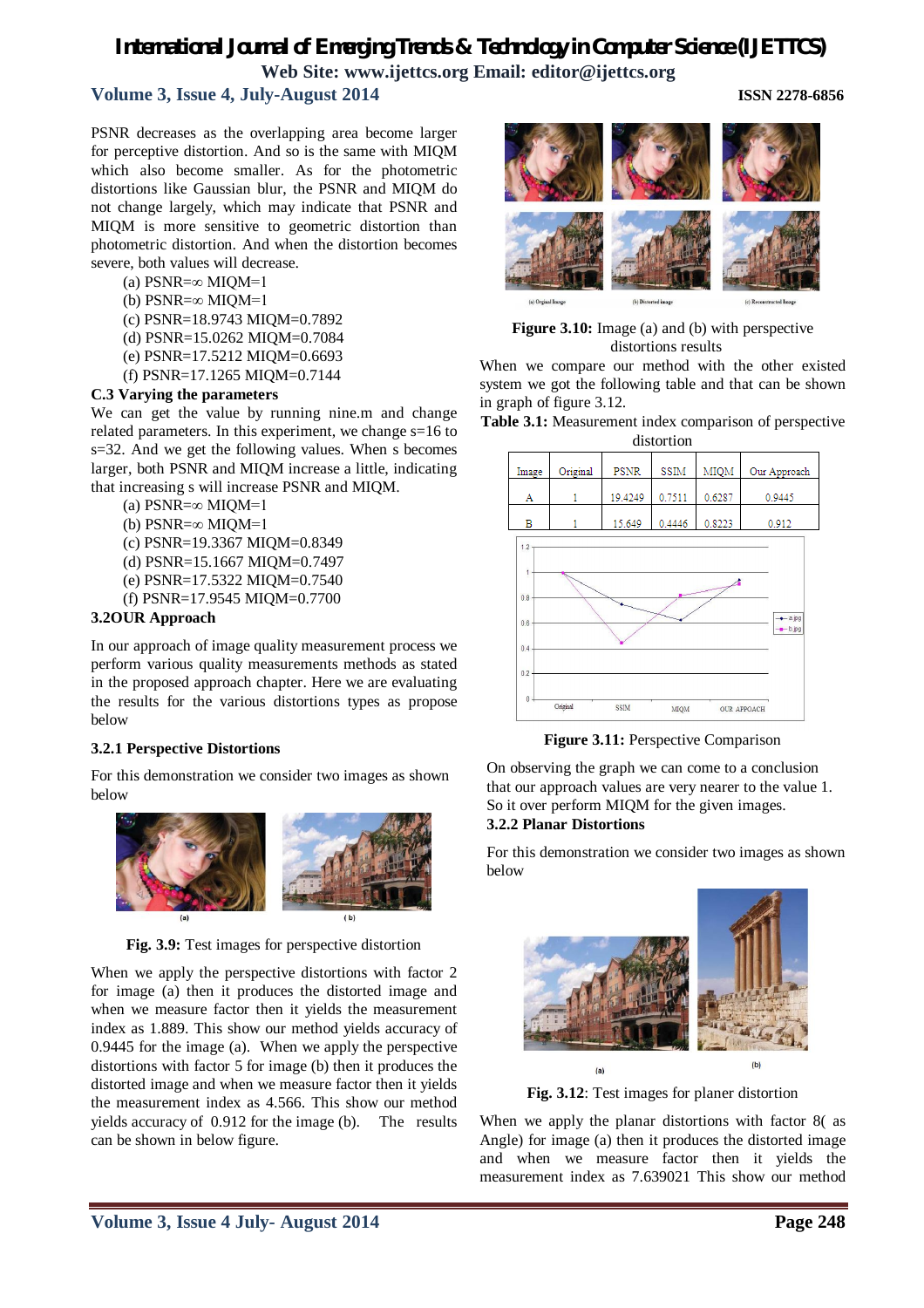PSNR decreases as the overlapping area become larger for perceptive distortion. And so is the same with MIQM which also become smaller. As for the photometric distortions like Gaussian blur, the PSNR and MIQM do not change largely, which may indicate that PSNR and MIQM is more sensitive to geometric distortion than photometric distortion. And when the distortion becomes severe, both values will decrease.

(a) PSNR=∞ MIQM=1
(b) PSNR=∞ MIQM=1
(c) PSNR=18.9743 MIQM=0.7892
(d) PSNR=15.0262 MIQM=0.7084
(e) PSNR=17.5212 MIQM=0.6693
(f) PSNR=17.1265 MIQM=0.7144

**C.3 Varying the parameters**

We can get the value by running nine.m and change related parameters. In this experiment, we change s=16 to s=32. And we get the following values. When s becomes larger, both PSNR and MIQM increase a little, indicating that increasing s will increase PSNR and MIQM.

(a) PSNR=∞ MIQM=1
(b) PSNR=∞ MIQM=1
(c) PSNR=19.3367 MIQM=0.8349
(d) PSNR=15.1667 MIQM=0.7497
(e) PSNR=17.5322 MIQM=0.7540
(f) PSNR=17.9545 MIQM=0.7700

### 3.2OUR Approach

In our approach of image quality measurement process we perform various quality measurements methods as stated in the proposed approach chapter. Here we are evaluating the results for the various distortions types as propose below

#### 3.2.1 Perspective Distortions

For this demonstration we consider two images as shown below

**Fig. 3.9:** Test images for perspective distortion

When we apply the perspective distortions with factor 2 for image (a) then it produces the distorted image and when we measure factor then it yields the measurement index as 1.889. This show our method yields accuracy of 0.9445 for the image (a). When we apply the perspective distortions with factor 5 for image (b) then it produces the distorted image and when we measure factor then it yields the measurement index as 4.566. This show our method yields accuracy of 0.912 for the image (b). The results can be shown in below figure.

**Figure 3.10:** Image (a) and (b) with perspective distortions results

When we compare our method with the other existed system we got the following table and that can be shown in graph of figure 3.12.

**Table 3.1:** Measurement index comparison of perspective distortion

| Image | Original | PSNR | SSIM | MIQM | Our Approach |
|---|---|---|---|---|---|
| A | 1 | 19.4249 | 0.7511 | 0.6287 | 0.9445 |
| B | 1 | 15.649 | 0.4446 | 0.8223 | 0.912 |

**Figure 3.11:** Perspective Comparison

On observing the graph we can come to a conclusion that our approach values are very nearer to the value 1. So it over perform MIQM for the given images.

#### 3.2.2 Planar Distortions

For this demonstration we consider two images as shown below

**Fig. 3.12**: Test images for planer distortion

When we apply the planar distortions with factor 8( as Angle) for image (a) then it produces the distorted image and when we measure factor then it yields the measurement index as 7.639021 This show our method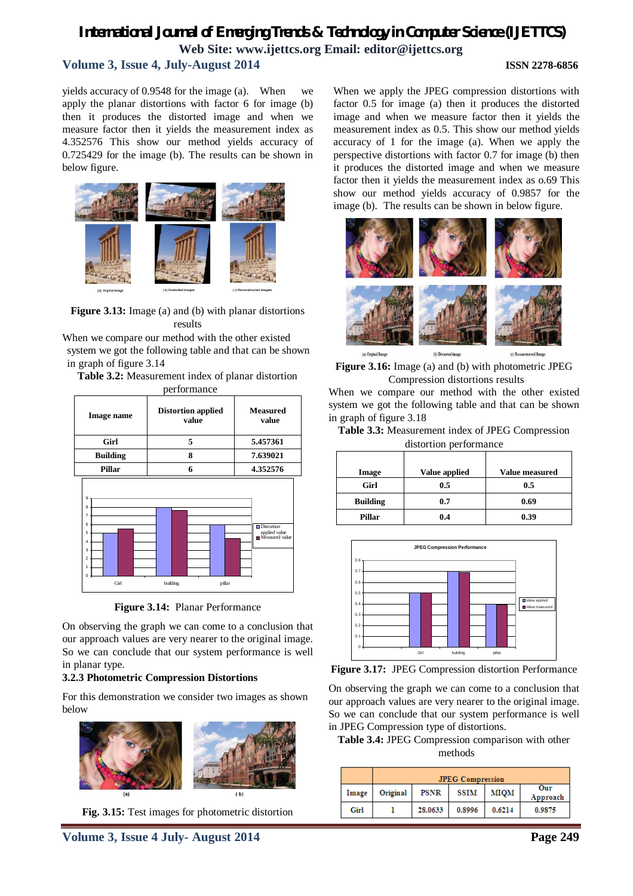yields accuracy of 0.9548 for the image (a). When we apply the planar distortions with factor 6 for image (b) then it produces the distorted image and when we measure factor then it yields the measurement index as 4.352576 This show our method yields accuracy of 0.725429 for the image (b). The results can be shown in below figure.

**Figure 3.13:** Image (a) and (b) with planar distortions results

When we compare our method with the other existed system we got the following table and that can be shown in graph of figure 3.14

**Table 3.2:** Measurement index of planar distortion performance

| Image name | Distortion applied value | Measured value |
|---|---|---|
| Girl | 5 | 5.457361 |
| Building | 8 | 7.639021 |
| Pillar | 6 | 4.352576 |

**Figure 3.14:** Planar Performance

On observing the graph we can come to a conclusion that our approach values are very nearer to the original image. So we can conclude that our system performance is well in planar type.

### 3.2.3 Photometric Compression Distortions

For this demonstration we consider two images as shown below

**Fig. 3.15:** Test images for photometric distortion

When we apply the JPEG compression distortions with factor 0.5 for image (a) then it produces the distorted image and when we measure factor then it yields the measurement index as 0.5. This show our method yields accuracy of 1 for the image (a). When we apply the perspective distortions with factor 0.7 for image (b) then it produces the distorted image and when we measure factor then it yields the measurement index as o.69 This show our method yields accuracy of 0.9857 for the image (b). The results can be shown in below figure.

**Figure 3.16:** Image (a) and (b) with photometric JPEG Compression distortions results

When we compare our method with the other existed system we got the following table and that can be shown in graph of figure 3.18

**Table 3.3:** Measurement index of JPEG Compression distortion performance

| Image | Value applied | Value measured |
|---|---|---|
| Girl | 0.5 | 0.5 |
| Building | 0.7 | 0.69 |
| Pillar | 0.4 | 0.39 |

**Figure 3.17:** JPEG Compression distortion Performance

On observing the graph we can come to a conclusion that our approach values are very nearer to the original image. So we can conclude that our system performance is well in JPEG Compression type of distortions.

**Table 3.4:** JPEG Compression comparison with other methods

| Image | JPEG Compression | | | | |
|---|---|---|---|---|---|
| | Original | PSNR | SSIM | MIQM | Our Approach |
| Girl | 1 | 28.0633 | 0.8996 | 0.6214 | 0.9875 |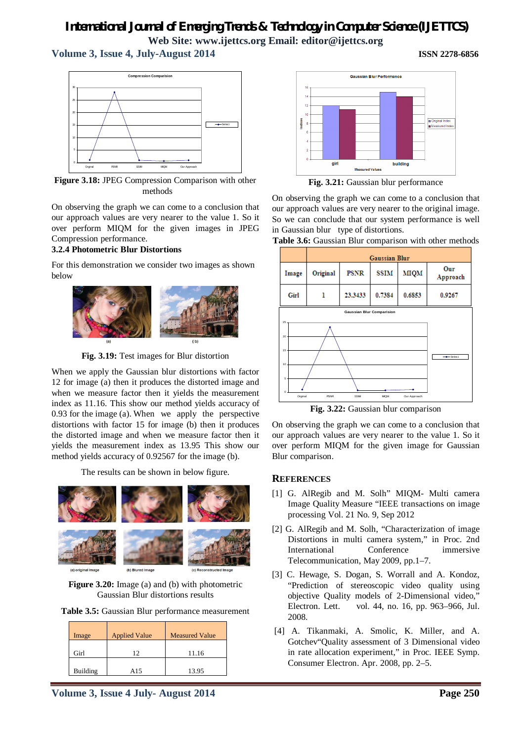Figure 3.18: JPEG Compression Comparison with other methods

On observing the graph we can come to a conclusion that our approach values are very nearer to the value 1. So it over perform MIQM for the given images in JPEG Compression performance.

### 3.2.4 Photometric Blur Distortions

For this demonstration we consider two images as shown below

Fig. 3.19: Test images for Blur distortion

When we apply the Gaussian blur distortions with factor 12 for image (a) then it produces the distorted image and when we measure factor then it yields the measurement index as 11.16. This show our method yields accuracy of 0.93 for the image (a). When we apply the perspective distortions with factor 15 for image (b) then it produces the distorted image and when we measure factor then it yields the measurement index as 13.95 This show our method yields accuracy of 0.92567 for the image (b).

The results can be shown in below figure.

Figure 3.20: Image (a) and (b) with photometric Gaussian Blur distortions results

Table 3.5: Gaussian Blur performance measurement

| Image | Applied Value | Measured Value |
|---|---|---|
| Girl | 12 | 11.16 |
| Building | A15 | 13.95 |

Fig. 3.21: Gaussian blur performance

On observing the graph we can come to a conclusion that our approach values are very nearer to the original image. So we can conclude that our system performance is well in Gaussian blur type of distortions.

Table 3.6: Gaussian Blur comparison with other methods

| Image | Gaussian Blur | | | | |
|---|---|---|---|---|---|
| | Original | PSNR | SSIM | MIQM | Our Approach |
| Girl | 1 | 23.3433 | 0.7384 | 0.6853 | 0.9267 |

Fig. 3.22: Gaussian blur comparison

On observing the graph we can come to a conclusion that our approach values are very nearer to the value 1. So it over perform MIQM for the given image for Gaussian Blur comparison.

## REFERENCES

[1] G. AlRegib and M. Solh" MIQM- Multi camera Image Quality Measure "IEEE transactions on image processing Vol. 21 No. 9, Sep 2012

[2] G. AlRegib and M. Solh, "Characterization of image Distortions in multi camera system," in Proc. 2nd International Conference immersive Telecommunication, May 2009, pp.1–7.

[3] C. Hewage, S. Dogan, S. Worrall and A. Kondoz, "Prediction of stereoscopic video quality using objective Quality models of 2-Dimensional video," Electron. Lett. vol. 44, no. 16, pp. 963–966, Jul. 2008.

[4] A. Tikanmaki, A. Smolic, K. Miller, and A. Gotchev"Quality assessment of 3 Dimensional video in rate allocation experiment," in Proc. IEEE Symp. Consumer Electron. Apr. 2008, pp. 2–5.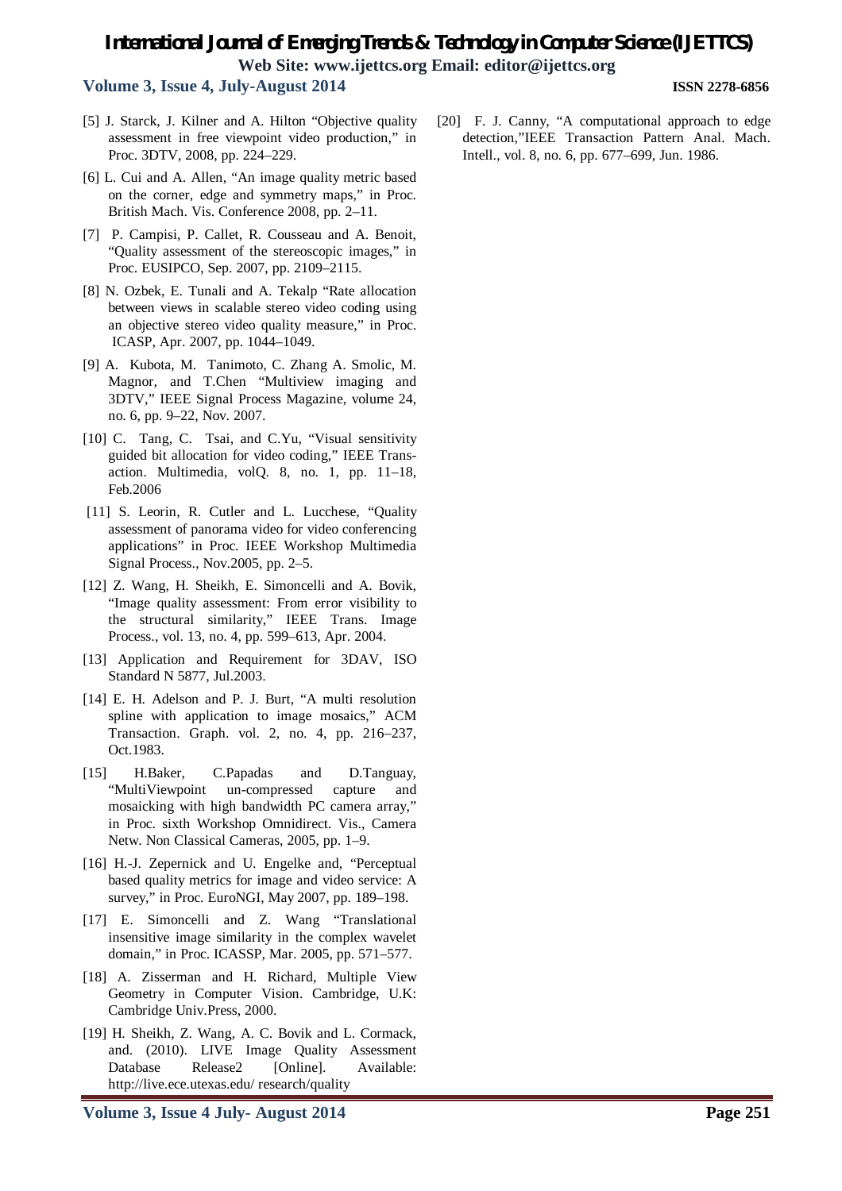[5] J. Starck, J. Kilner and A. Hilton "Objective quality assessment in free viewpoint video production," in Proc. 3DTV, 2008, pp. 224–229.

[6] L. Cui and A. Allen, "An image quality metric based on the corner, edge and symmetry maps," in Proc. British Mach. Vis. Conference 2008, pp. 2–11.

[7] P. Campisi, P. Callet, R. Cousseau and A. Benoit, "Quality assessment of the stereoscopic images," in Proc. EUSIPCO, Sep. 2007, pp. 2109–2115.

[8] N. Ozbek, E. Tunali and A. Tekalp "Rate allocation between views in scalable stereo video coding using an objective stereo video quality measure," in Proc. ICASP, Apr. 2007, pp. 1044–1049.

[9] A. Kubota, M. Tanimoto, C. Zhang A. Smolic, M. Magnor, and T.Chen "Multiview imaging and 3DTV," IEEE Signal Process Magazine, volume 24, no. 6, pp. 9–22, Nov. 2007.

[10] C. Tang, C. Tsai, and C.Yu, "Visual sensitivity guided bit allocation for video coding," IEEE Trans-action. Multimedia, volQ. 8, no. 1, pp. 11–18, Feb.2006

[11] S. Leorin, R. Cutler and L. Lucchese, "Quality assessment of panorama video for video conferencing applications" in Proc. IEEE Workshop Multimedia Signal Process., Nov.2005, pp. 2–5.

[12] Z. Wang, H. Sheikh, E. Simoncelli and A. Bovik, "Image quality assessment: From error visibility to the structural similarity," IEEE Trans. Image Process., vol. 13, no. 4, pp. 599–613, Apr. 2004.

[13] Application and Requirement for 3DAV, ISO Standard N 5877, Jul.2003.

[14] E. H. Adelson and P. J. Burt, "A multi resolution spline with application to image mosaics," ACM Transaction. Graph. vol. 2, no. 4, pp. 216–237, Oct.1983.

[15] H.Baker, C.Papadas and D.Tanguay, "MultiViewpoint un-compressed capture and mosaicking with high bandwidth PC camera array," in Proc. sixth Workshop Omnidirect. Vis., Camera Netw. Non Classical Cameras, 2005, pp. 1–9.

[16] H.-J. Zepernick and U. Engelke and, "Perceptual based quality metrics for image and video service: A survey," in Proc. EuroNGI, May 2007, pp. 189–198.

[17] E. Simoncelli and Z. Wang "Translational insensitive image similarity in the complex wavelet domain," in Proc. ICASSP, Mar. 2005, pp. 571–577.

[18] A. Zisserman and H. Richard, Multiple View Geometry in Computer Vision. Cambridge, U.K: Cambridge Univ.Press, 2000.

[19] H. Sheikh, Z. Wang, A. C. Bovik and L. Cormack, and. (2010). LIVE Image Quality Assessment Database Release2 [Online]. Available: http://live.ece.utexas.edu/ research/quality

[20] F. J. Canny, "A computational approach to edge detection,"IEEE Transaction Pattern Anal. Mach. Intell., vol. 8, no. 6, pp. 677–699, Jun. 1986.